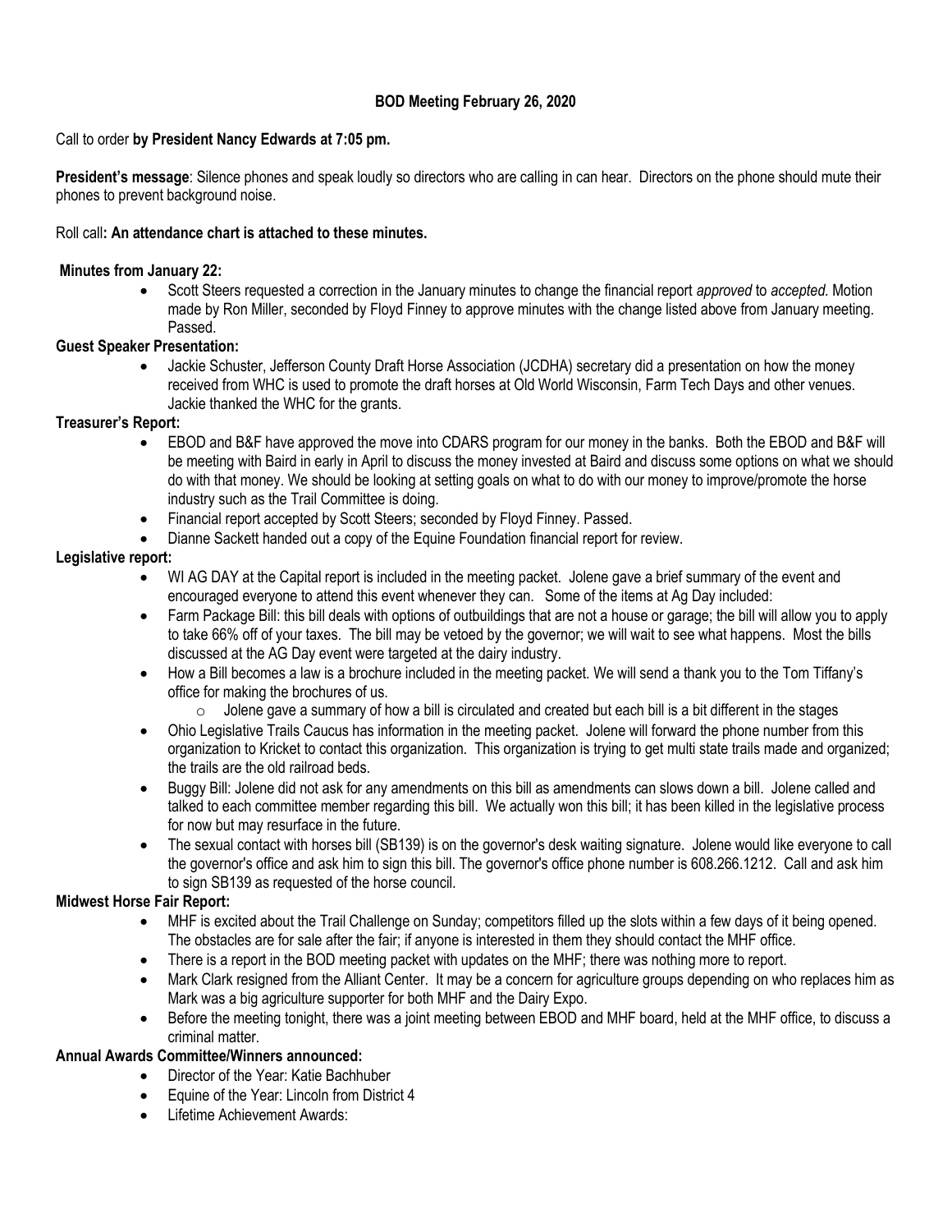**BOD Meeting February 26, 2020**

Call to order **by President Nancy Edwards at 7:05 pm.**

**President's message**: Silence phones and speak loudly so directors who are calling in can hear. Directors on the phone should mute their phones to prevent background noise.

Roll call**: An attendance chart is attached to these minutes.**

**Minutes from January 22:**

- Scott Steers requested a correction in the January minutes to change the financial report *approved* to *accepted.* Motion made by Ron Miller, seconded by Floyd Finney to approve minutes with the change listed above from January meeting. Passed.

**Guest Speaker Presentation:**

- Jackie Schuster, Jefferson County Draft Horse Association (JCDHA) secretary did a presentation on how the money received from WHC is used to promote the draft horses at Old World Wisconsin, Farm Tech Days and other venues. Jackie thanked the WHC for the grants.

**Treasurer's Report:**

- EBOD and B&F have approved the move into CDARS program for our money in the banks. Both the EBOD and B&F will be meeting with Baird in early in April to discuss the money invested at Baird and discuss some options on what we should do with that money. We should be looking at setting goals on what to do with our money to improve/promote the horse industry such as the Trail Committee is doing.
- Financial report accepted by Scott Steers; seconded by Floyd Finney. Passed.
- Dianne Sackett handed out a copy of the Equine Foundation financial report for review.

**Legislative report:**

- WI AG DAY at the Capital report is included in the meeting packet. Jolene gave a brief summary of the event and encouraged everyone to attend this event whenever they can. Some of the items at Ag Day included:
- Farm Package Bill: this bill deals with options of outbuildings that are not a house or garage; the bill will allow you to apply to take 66% off of your taxes. The bill may be vetoed by the governor; we will wait to see what happens. Most the bills discussed at the AG Day event were targeted at the dairy industry.
- How a Bill becomes a law is a brochure included in the meeting packet. We will send a thank you to the Tom Tiffany's office for making the brochures of us.
  - Jolene gave a summary of how a bill is circulated and created but each bill is a bit different in the stages
- Ohio Legislative Trails Caucus has information in the meeting packet. Jolene will forward the phone number from this organization to Kricket to contact this organization. This organization is trying to get multi state trails made and organized; the trails are the old railroad beds.
- Buggy Bill: Jolene did not ask for any amendments on this bill as amendments can slows down a bill. Jolene called and talked to each committee member regarding this bill. We actually won this bill; it has been killed in the legislative process for now but may resurface in the future.
- The sexual contact with horses bill (SB139) is on the governor's desk waiting signature. Jolene would like everyone to call the governor's office and ask him to sign this bill. The governor's office phone number is 608.266.1212. Call and ask him to sign SB139 as requested of the horse council.

**Midwest Horse Fair Report:**

- MHF is excited about the Trail Challenge on Sunday; competitors filled up the slots within a few days of it being opened. The obstacles are for sale after the fair; if anyone is interested in them they should contact the MHF office.
- There is a report in the BOD meeting packet with updates on the MHF; there was nothing more to report.
- Mark Clark resigned from the Alliant Center. It may be a concern for agriculture groups depending on who replaces him as Mark was a big agriculture supporter for both MHF and the Dairy Expo.
- Before the meeting tonight, there was a joint meeting between EBOD and MHF board, held at the MHF office, to discuss a criminal matter.

**Annual Awards Committee/Winners announced:**

- Director of the Year: Katie Bachhuber
- Equine of the Year: Lincoln from District 4
- Lifetime Achievement Awards: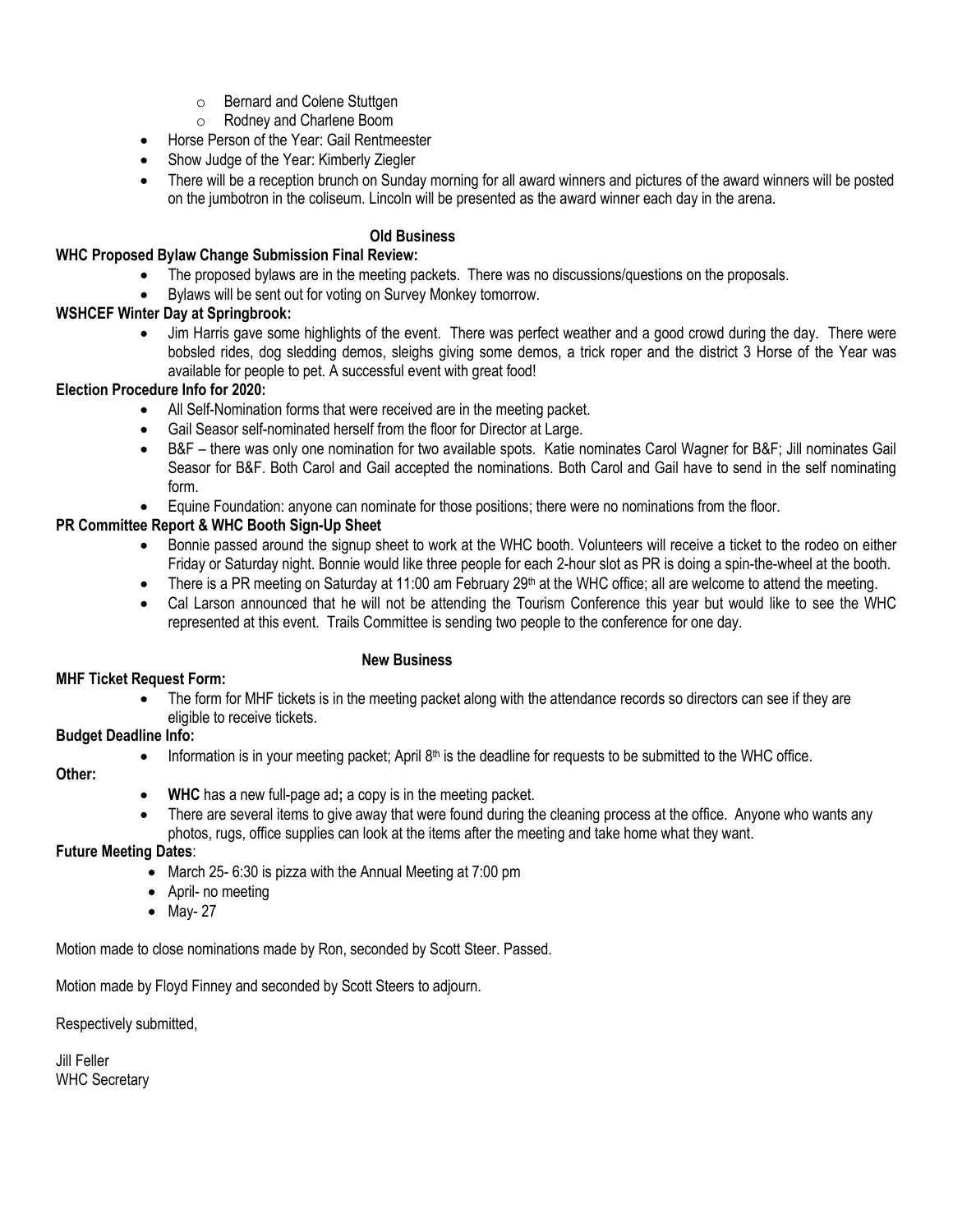- Bernard and Colene Stuttgen
    - Rodney and Charlene Boom
- Horse Person of the Year: Gail Rentmeester
- Show Judge of the Year: Kimberly Ziegler
- There will be a reception brunch on Sunday morning for all award winners and pictures of the award winners will be posted on the jumbotron in the coliseum. Lincoln will be presented as the award winner each day in the arena.

## Old Business

**WHC Proposed Bylaw Change Submission Final Review:**

- The proposed bylaws are in the meeting packets. There was no discussions/questions on the proposals.
- Bylaws will be sent out for voting on Survey Monkey tomorrow.

**WSHCEF Winter Day at Springbrook:**

- Jim Harris gave some highlights of the event. There was perfect weather and a good crowd during the day. There were bobsled rides, dog sledding demos, sleighs giving some demos, a trick roper and the district 3 Horse of the Year was available for people to pet. A successful event with great food!

**Election Procedure Info for 2020:**

- All Self-Nomination forms that were received are in the meeting packet.
- Gail Seasor self-nominated herself from the floor for Director at Large.
- B&F – there was only one nomination for two available spots. Katie nominates Carol Wagner for B&F; Jill nominates Gail Seasor for B&F. Both Carol and Gail accepted the nominations. Both Carol and Gail have to send in the self nominating form.
- Equine Foundation: anyone can nominate for those positions; there were no nominations from the floor.

**PR Committee Report & WHC Booth Sign-Up Sheet**

- Bonnie passed around the signup sheet to work at the WHC booth. Volunteers will receive a ticket to the rodeo on either Friday or Saturday night. Bonnie would like three people for each 2-hour slot as PR is doing a spin-the-wheel at the booth.
- There is a PR meeting on Saturday at 11:00 am February 29th at the WHC office; all are welcome to attend the meeting.
- Cal Larson announced that he will not be attending the Tourism Conference this year but would like to see the WHC represented at this event. Trails Committee is sending two people to the conference for one day.

## New Business

**MHF Ticket Request Form:**

- The form for MHF tickets is in the meeting packet along with the attendance records so directors can see if they are eligible to receive tickets.

**Budget Deadline Info:**

- Information is in your meeting packet; April 8th is the deadline for requests to be submitted to the WHC office.

**Other:**

- **WHC** has a new full-page ad**;** a copy is in the meeting packet.
- There are several items to give away that were found during the cleaning process at the office. Anyone who wants any photos, rugs, office supplies can look at the items after the meeting and take home what they want.

**Future Meeting Dates**:

- March 25- 6:30 is pizza with the Annual Meeting at 7:00 pm
- April- no meeting
- May- 27

Motion made to close nominations made by Ron, seconded by Scott Steer. Passed.

Motion made by Floyd Finney and seconded by Scott Steers to adjourn.

Respectively submitted,

Jill Feller
WHC Secretary